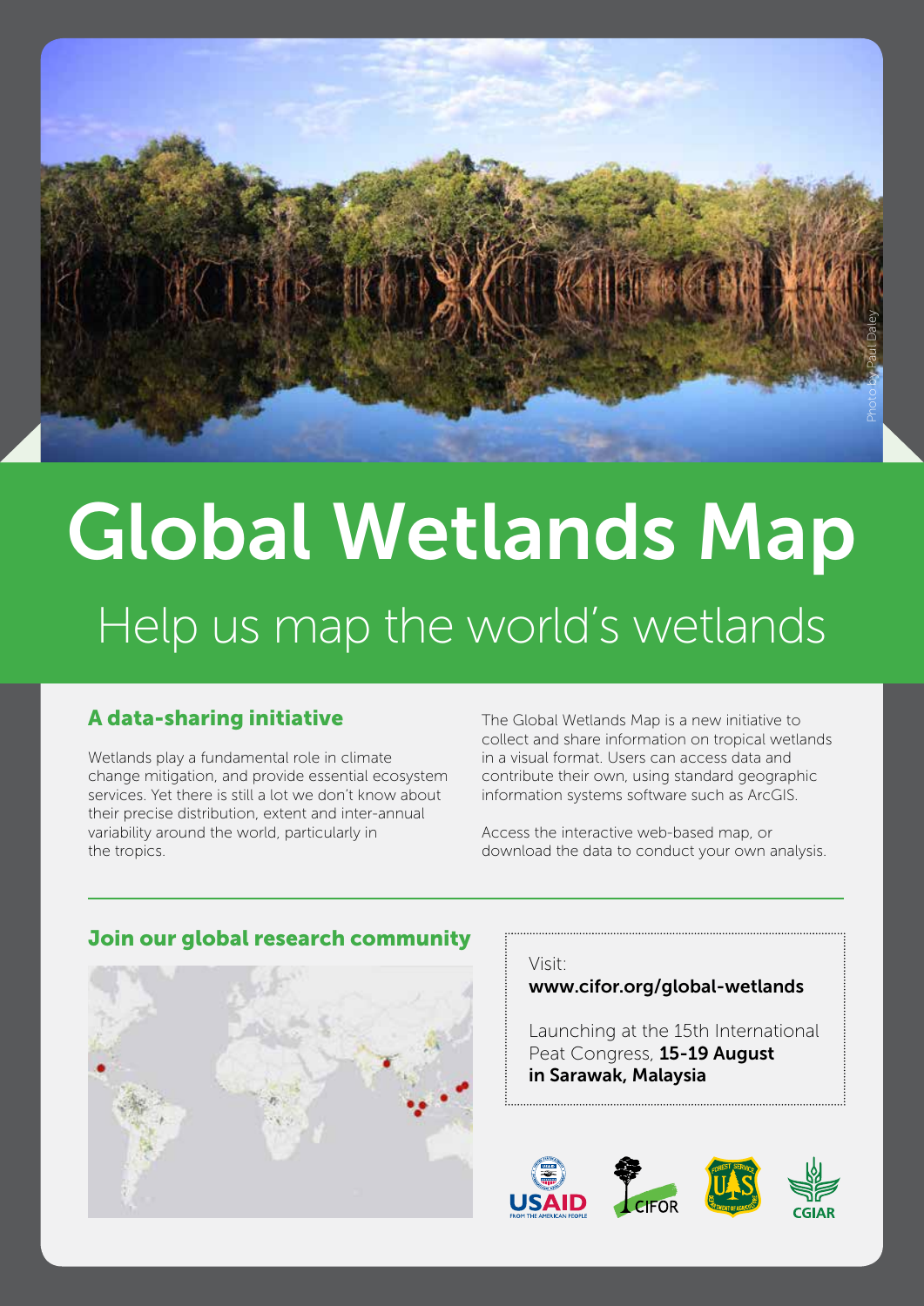Photo by Paul Daley

# Global Wetlands Map

## Help us map the world's wetlands

### A data-sharing initiative

Wetlands play a fundamental role in climate change mitigation, and provide essential ecosystem services. Yet there is still a lot we don't know about their precise distribution, extent and inter-annual variability around the world, particularly in the tropics.

The Global Wetlands Map is a new initiative to collect and share information on tropical wetlands in a visual format. Users can access data and contribute their own, using standard geographic information systems software such as ArcGIS.

Access the interactive web-based map, or download the data to conduct your own analysis.

### Join our global research community

Visit:
**www.cifor.org/global-wetlands**

Launching at the 15th International Peat Congress, **15-19 August in Sarawak, Malaysia**

USAID FROM THE AMERICAN PEOPLE | CIFOR | FOREST SERVICE U.S. DEPARTMENT OF AGRICULTURE | CGIAR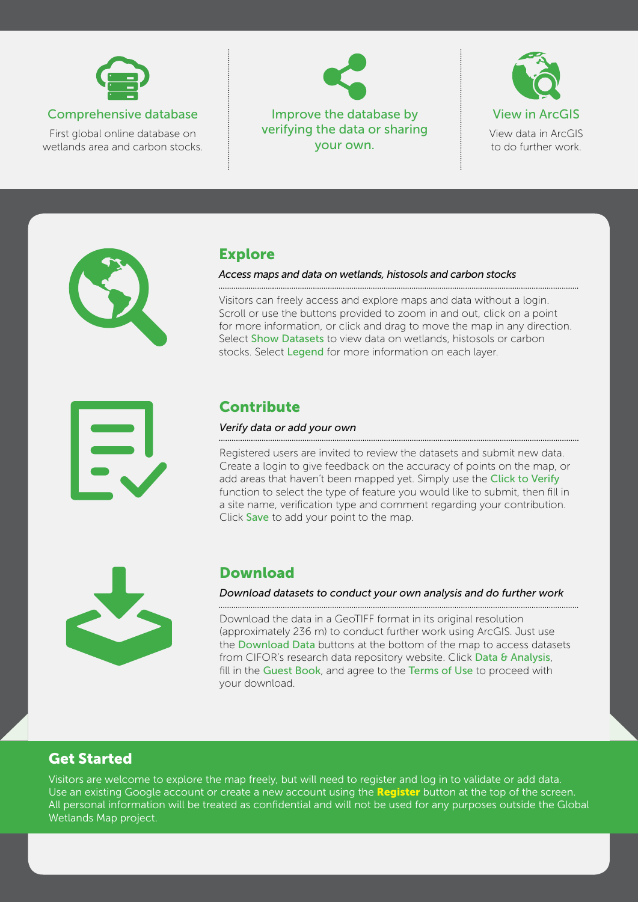### Comprehensive database

First global online database on wetlands area and carbon stocks.

### Improve the database by verifying the data or sharing your own.

### View in ArcGIS

View data in ArcGIS to do further work.

## Explore

*Access maps and data on wetlands, histosols and carbon stocks*

Visitors can freely access and explore maps and data without a login. Scroll or use the buttons provided to zoom in and out, click on a point for more information, or click and drag to move the map in any direction. Select Show Datasets to view data on wetlands, histosols or carbon stocks. Select Legend for more information on each layer.

## Contribute

*Verify data or add your own*

Registered users are invited to review the datasets and submit new data. Create a login to give feedback on the accuracy of points on the map, or add areas that haven't been mapped yet. Simply use the Click to Verify function to select the type of feature you would like to submit, then fill in a site name, verification type and comment regarding your contribution. Click Save to add your point to the map.

## Download

*Download datasets to conduct your own analysis and do further work*

Download the data in a GeoTIFF format in its original resolution (approximately 236 m) to conduct further work using ArcGIS. Just use the Download Data buttons at the bottom of the map to access datasets from CIFOR's research data repository website. Click Data & Analysis, fill in the Guest Book, and agree to the Terms of Use to proceed with your download.

## Get Started

Visitors are welcome to explore the map freely, but will need to register and log in to validate or add data. Use an existing Google account or create a new account using the **Register** button at the top of the screen. All personal information will be treated as confidential and will not be used for any purposes outside the Global Wetlands Map project.